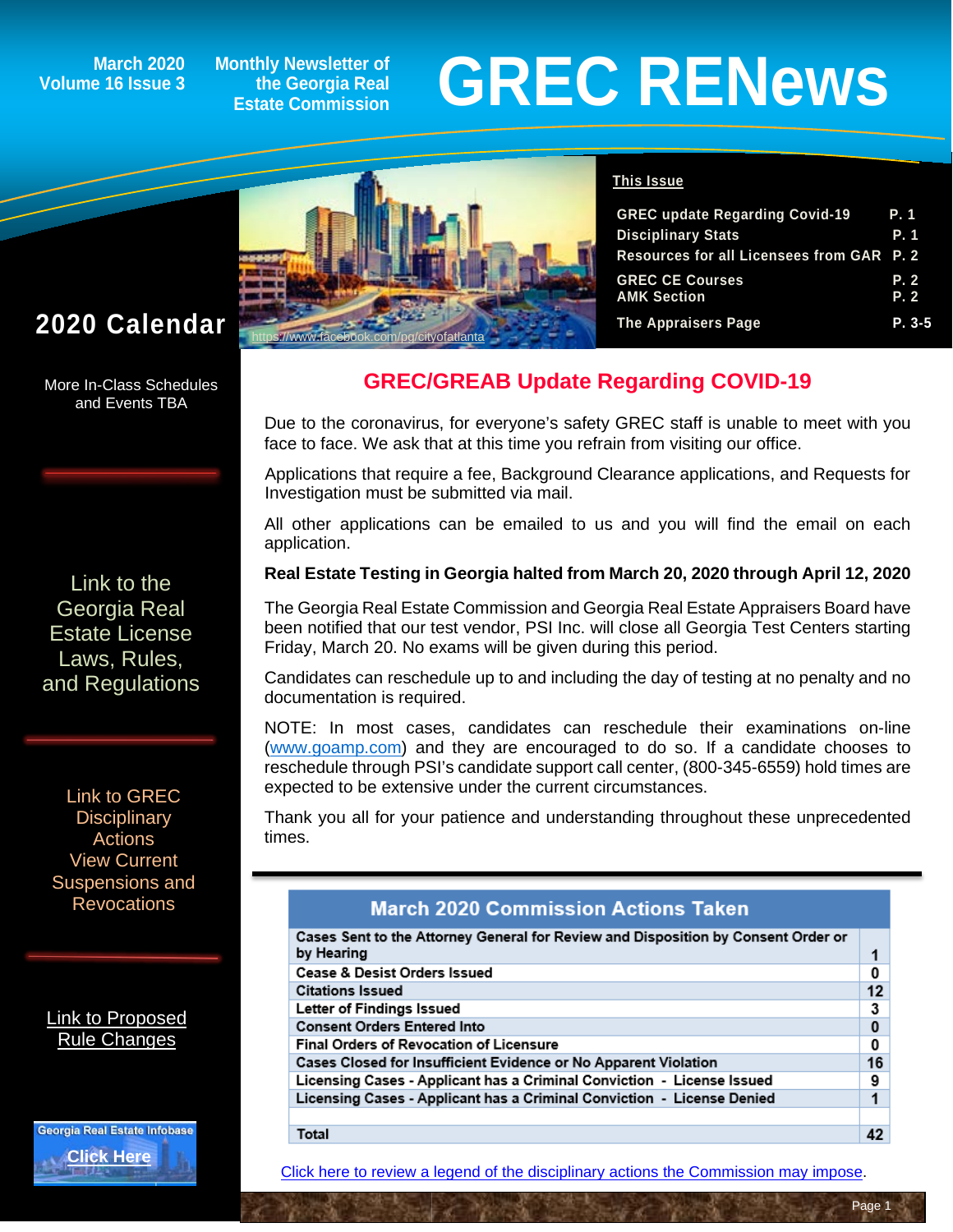March 2020
Volume 16 Issue 3

Monthly Newsletter of the Georgia Real Estate Commission

# GREC RENews

https://www.facebook.com/pg/cityofatlanta

**This Issue**

| | |
|---|---|
| GREC update Regarding Covid-19 | P. 1 |
| Disciplinary Stats | P. 1 |
| Resources for all Licensees from GAR | P. 2 |
| GREC CE Courses | P. 2 |
| AMK Section | P. 2 |
| The Appraisers Page | P. 3-5 |

## 2020 Calendar

More In-Class Schedules and Events TBA

Link to the Georgia Real Estate License Laws, Rules, and Regulations

Link to GREC Disciplinary Actions View Current Suspensions and Revocations

Link to Proposed Rule Changes

Georgia Real Estate Infobase Click Here

## GREC/GREAB Update Regarding COVID-19

Due to the coronavirus, for everyone's safety GREC staff is unable to meet with you face to face. We ask that at this time you refrain from visiting our office.

Applications that require a fee, Background Clearance applications, and Requests for Investigation must be submitted via mail.

All other applications can be emailed to us and you will find the email on each application.

**Real Estate Testing in Georgia halted from March 20, 2020 through April 12, 2020**

The Georgia Real Estate Commission and Georgia Real Estate Appraisers Board have been notified that our test vendor, PSI Inc. will close all Georgia Test Centers starting Friday, March 20. No exams will be given during this period.

Candidates can reschedule up to and including the day of testing at no penalty and no documentation is required.

NOTE: In most cases, candidates can reschedule their examinations on-line (www.goamp.com) and they are encouraged to do so. If a candidate chooses to reschedule through PSI's candidate support call center, (800-345-6559) hold times are expected to be extensive under the current circumstances.

Thank you all for your patience and understanding throughout these unprecedented times.

| March 2020 Commission Actions Taken | |
|---|---|
| Cases Sent to the Attorney General for Review and Disposition by Consent Order or by Hearing | 1 |
| Cease & Desist Orders Issued | 0 |
| Citations Issued | 12 |
| Letter of Findings Issued | 3 |
| Consent Orders Entered Into | 0 |
| Final Orders of Revocation of Licensure | 0 |
| Cases Closed for Insufficient Evidence or No Apparent Violation | 16 |
| Licensing Cases - Applicant has a Criminal Conviction - License Issued | 9 |
| Licensing Cases - Applicant has a Criminal Conviction - License Denied | 1 |
| | |
| Total | 42 |

Click here to review a legend of the disciplinary actions the Commission may impose.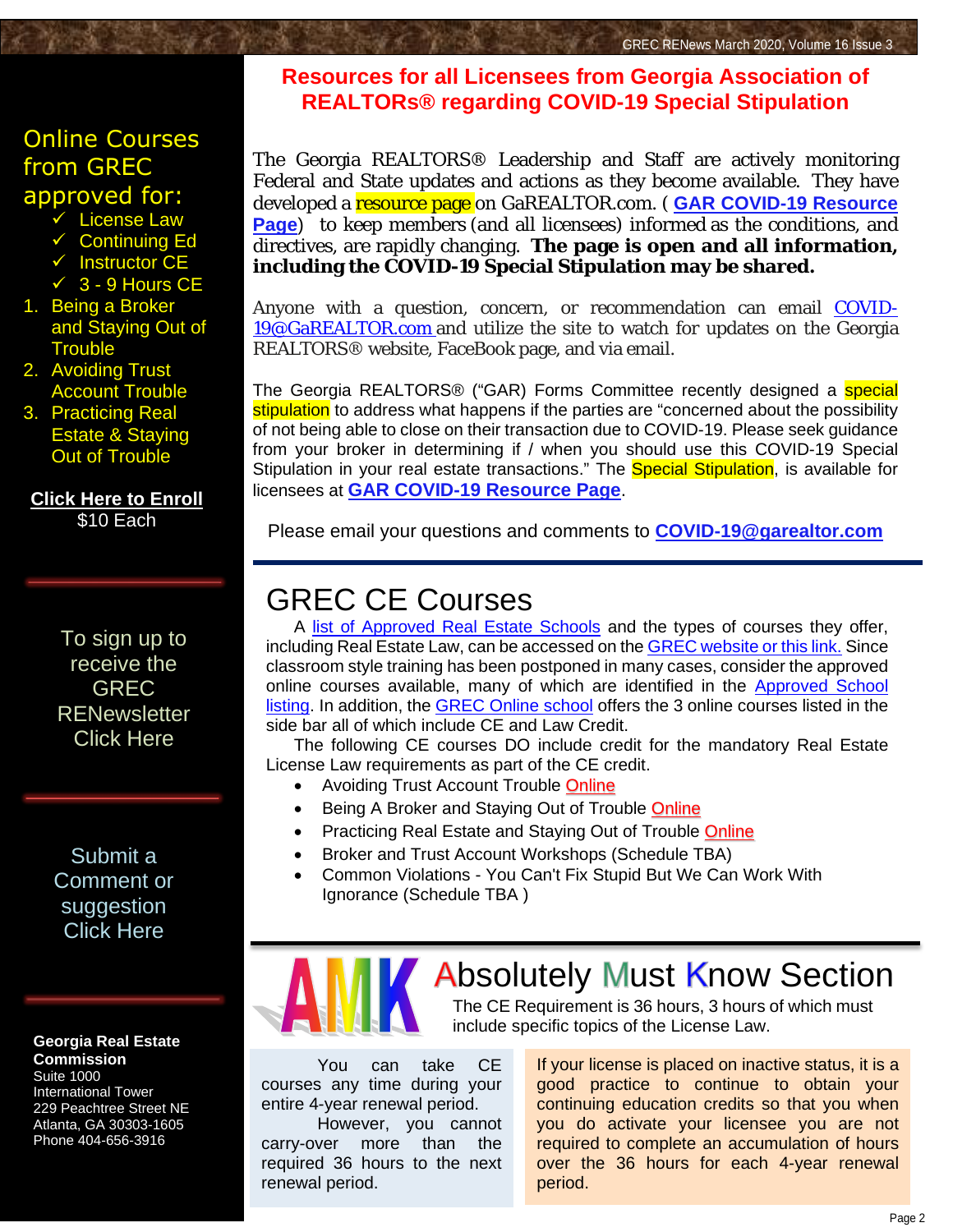## Resources for all Licensees from Georgia Association of REALTORs® regarding COVID-19 Special Stipulation

The Georgia REALTORS® Leadership and Staff are actively monitoring Federal and State updates and actions as they become available. They have developed a resource page on GaREALTOR.com. ( **GAR COVID-19 Resource Page**) to keep members (and all licensees) informed as the conditions, and directives, are rapidly changing. **The page is open and all information, including the COVID-19 Special Stipulation may be shared.**

Anyone with a question, concern, or recommendation can email COVID-19@GaREALTOR.com and utilize the site to watch for updates on the Georgia REALTORS® website, FaceBook page, and via email.

The Georgia REALTORS® ("GAR) Forms Committee recently designed a special stipulation to address what happens if the parties are "concerned about the possibility of not being able to close on their transaction due to COVID-19. Please seek guidance from your broker in determining if / when you should use this COVID-19 Special Stipulation in your real estate transactions." The Special Stipulation, is available for licensees at **GAR COVID-19 Resource Page**.

Please email your questions and comments to **COVID-19@garealtor.com**

# GREC CE Courses

A list of Approved Real Estate Schools and the types of courses they offer, including Real Estate Law, can be accessed on the GREC website or this link. Since classroom style training has been postponed in many cases, consider the approved online courses available, many of which are identified in the Approved School listing. In addition, the GREC Online school offers the 3 online courses listed in the side bar all of which include CE and Law Credit.

The following CE courses DO include credit for the mandatory Real Estate License Law requirements as part of the CE credit.

- Avoiding Trust Account Trouble Online
- Being A Broker and Staying Out of Trouble Online
- Practicing Real Estate and Staying Out of Trouble Online
- Broker and Trust Account Workshops (Schedule TBA)
- Common Violations - You Can't Fix Stupid But We Can Work With Ignorance (Schedule TBA )

# AMK Absolutely Must Know Section

The CE Requirement is 36 hours, 3 hours of which must include specific topics of the License Law.

You can take CE courses any time during your entire 4-year renewal period.

However, you cannot carry-over more than the required 36 hours to the next renewal period.

If your license is placed on inactive status, it is a good practice to continue to obtain your continuing education credits so that you when you do activate your licensee you are not required to complete an accumulation of hours over the 36 hours for each 4-year renewal period.

---

## Online Courses from GREC approved for:

- ✓ License Law
- ✓ Continuing Ed
- ✓ Instructor CE
- ✓ 3 - 9 Hours CE

1. Being a Broker and Staying Out of Trouble
2. Avoiding Trust Account Trouble
3. Practicing Real Estate & Staying Out of Trouble

**Click Here to Enroll**
$10 Each

To sign up to receive the GREC RENewsletter Click Here

Submit a Comment or suggestion Click Here

**Georgia Real Estate Commission**
Suite 1000
International Tower
229 Peachtree Street NE
Atlanta, GA 30303-1605
Phone 404-656-3916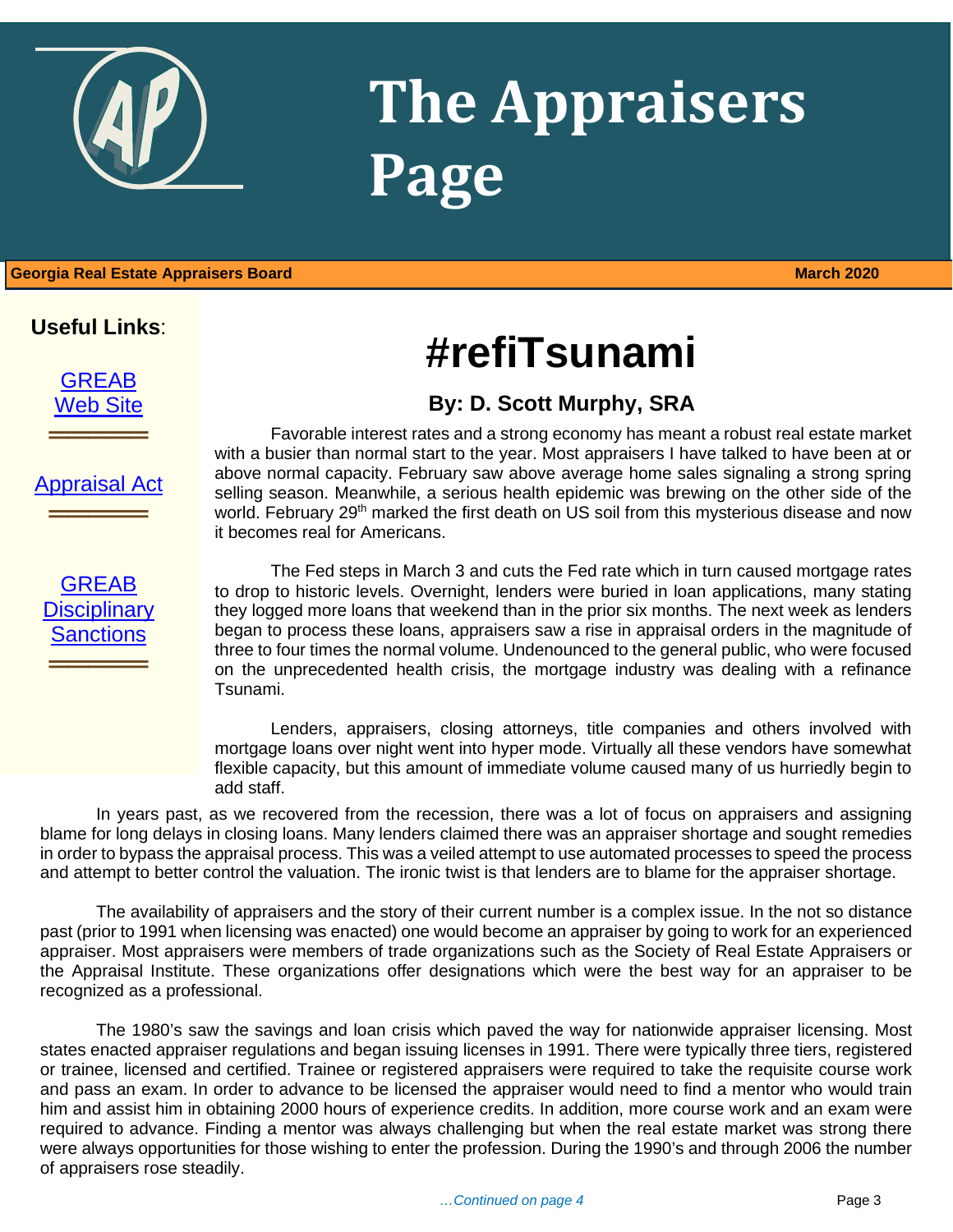# The Appraisers Page

**Georgia Real Estate Appraisers Board** **March 2020**

**Useful Links**:

[GREAB Web Site]

[Appraisal Act]

[GREAB Disciplinary Sanctions]

# #refiTsunami

### By: D. Scott Murphy, SRA

Favorable interest rates and a strong economy has meant a robust real estate market with a busier than normal start to the year. Most appraisers I have talked to have been at or above normal capacity. February saw above average home sales signaling a strong spring selling season. Meanwhile, a serious health epidemic was brewing on the other side of the world. February 29th marked the first death on US soil from this mysterious disease and now it becomes real for Americans.

The Fed steps in March 3 and cuts the Fed rate which in turn caused mortgage rates to drop to historic levels. Overnight, lenders were buried in loan applications, many stating they logged more loans that weekend than in the prior six months. The next week as lenders began to process these loans, appraisers saw a rise in appraisal orders in the magnitude of three to four times the normal volume. Undenounced to the general public, who were focused on the unprecedented health crisis, the mortgage industry was dealing with a refinance Tsunami.

Lenders, appraisers, closing attorneys, title companies and others involved with mortgage loans over night went into hyper mode. Virtually all these vendors have somewhat flexible capacity, but this amount of immediate volume caused many of us hurriedly begin to add staff.

In years past, as we recovered from the recession, there was a lot of focus on appraisers and assigning blame for long delays in closing loans. Many lenders claimed there was an appraiser shortage and sought remedies in order to bypass the appraisal process. This was a veiled attempt to use automated processes to speed the process and attempt to better control the valuation. The ironic twist is that lenders are to blame for the appraiser shortage.

The availability of appraisers and the story of their current number is a complex issue. In the not so distance past (prior to 1991 when licensing was enacted) one would become an appraiser by going to work for an experienced appraiser. Most appraisers were members of trade organizations such as the Society of Real Estate Appraisers or the Appraisal Institute. These organizations offer designations which were the best way for an appraiser to be recognized as a professional.

The 1980's saw the savings and loan crisis which paved the way for nationwide appraiser licensing. Most states enacted appraiser regulations and began issuing licenses in 1991. There were typically three tiers, registered or trainee, licensed and certified. Trainee or registered appraisers were required to take the requisite course work and pass an exam. In order to advance to be licensed the appraiser would need to find a mentor who would train him and assist him in obtaining 2000 hours of experience credits. In addition, more course work and an exam were required to advance. Finding a mentor was always challenging but when the real estate market was strong there were always opportunities for those wishing to enter the profession. During the 1990's and through 2006 the number of appraisers rose steadily.

*…Continued on page 4*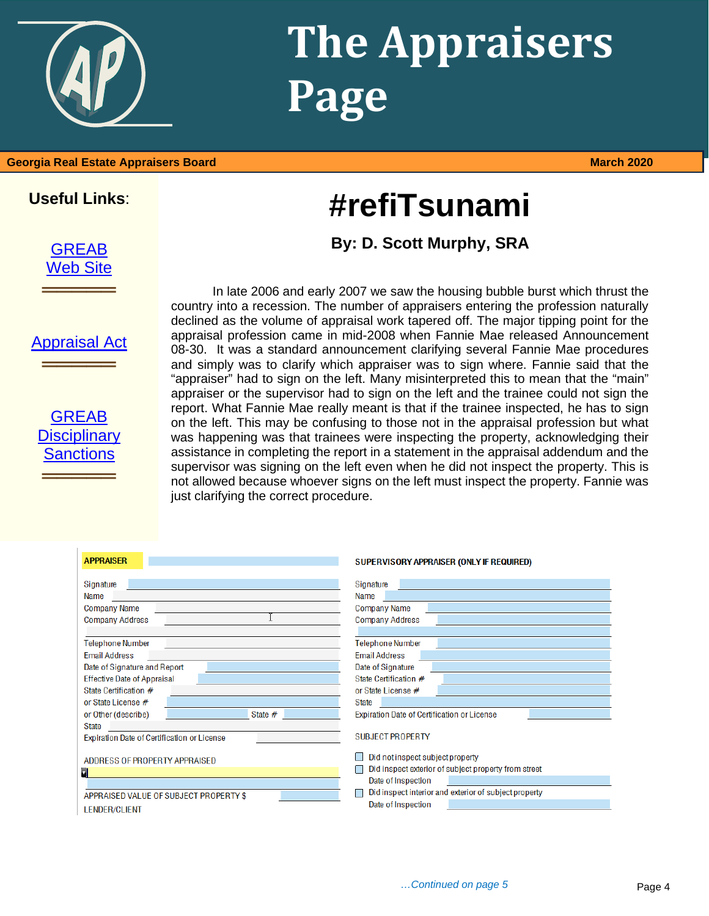# The Appraisers Page

**Georgia Real Estate Appraisers Board** — **March 2020**

**Useful Links**:

GREAB Web Site

Appraisal Act

GREAB Disciplinary Sanctions

## #refiTsunami

### By: D. Scott Murphy, SRA

In late 2006 and early 2007 we saw the housing bubble burst which thrust the country into a recession. The number of appraisers entering the profession naturally declined as the volume of appraisal work tapered off. The major tipping point for the appraisal profession came in mid-2008 when Fannie Mae released Announcement 08-30. It was a standard announcement clarifying several Fannie Mae procedures and simply was to clarify which appraiser was to sign where. Fannie said that the "appraiser" had to sign on the left. Many misinterpreted this to mean that the "main" appraiser or the supervisor had to sign on the left and the trainee could not sign the report. What Fannie Mae really meant is that if the trainee inspected, he has to sign on the left. This may be confusing to those not in the appraisal profession but what was happening was that trainees were inspecting the property, acknowledging their assistance in completing the report in a statement in the appraisal addendum and the supervisor was signing on the left even when he did not inspect the property. This is not allowed because whoever signs on the left must inspect the property. Fannie was just clarifying the correct procedure.

| APPRAISER | SUPERVISORY APPRAISER (ONLY IF REQUIRED) |
|---|---|
| Signature | Signature |
| Name | Name |
| Company Name | Company Name |
| Company Address | Company Address |
| Telephone Number | Telephone Number |
| Email Address | Email Address |
| Date of Signature and Report | Date of Signature |
| Effective Date of Appraisal | State Certification # |
| State Certification # | or State License # |
| or State License # | State |
| or Other (describe) State # | Expiration Date of Certification or License |
| State | SUBJECT PROPERTY |
| Expiration Date of Certification or License | ☐ Did not inspect subject property |
| ADDRESS OF PROPERTY APPRAISED | ☐ Did inspect exterior of subject property from street<br>Date of Inspection |
| APPRAISED VALUE OF SUBJECT PROPERTY $ | ☐ Did inspect interior and exterior of subject property<br>Date of Inspection |
| LENDER/CLIENT | |

*…Continued on page 5*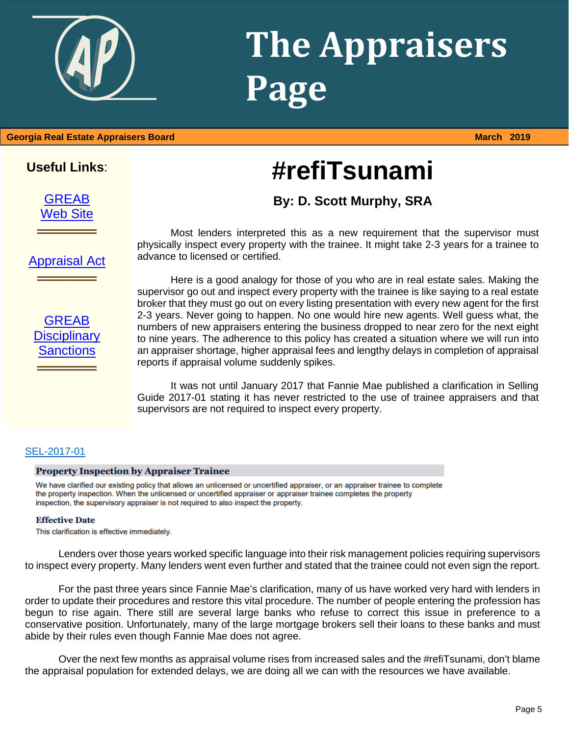# The Appraisers Page

**Georgia Real Estate Appraisers Board** **March 2019**

**Useful Links**:

GREAB Web Site

Appraisal Act

GREAB Disciplinary Sanctions

# #refiTsunami

### By: D. Scott Murphy, SRA

Most lenders interpreted this as a new requirement that the supervisor must physically inspect every property with the trainee. It might take 2-3 years for a trainee to advance to licensed or certified.

Here is a good analogy for those of you who are in real estate sales. Making the supervisor go out and inspect every property with the trainee is like saying to a real estate broker that they must go out on every listing presentation with every new agent for the first 2-3 years. Never going to happen. No one would hire new agents. Well guess what, the numbers of new appraisers entering the business dropped to near zero for the next eight to nine years. The adherence to this policy has created a situation where we will run into an appraiser shortage, higher appraisal fees and lengthy delays in completion of appraisal reports if appraisal volume suddenly spikes.

It was not until January 2017 that Fannie Mae published a clarification in Selling Guide 2017-01 stating it has never restricted to the use of trainee appraisers and that supervisors are not required to inspect every property.

SEL-2017-01

**Property Inspection by Appraiser Trainee**

We have clarified our existing policy that allows an unlicensed or uncertified appraiser, or an appraiser trainee to complete the property inspection. When the unlicensed or uncertified appraiser or appraiser trainee completes the property inspection, the supervisory appraiser is not required to also inspect the property.

**Effective Date**

This clarification is effective immediately.

Lenders over those years worked specific language into their risk management policies requiring supervisors to inspect every property. Many lenders went even further and stated that the trainee could not even sign the report.

For the past three years since Fannie Mae's clarification, many of us have worked very hard with lenders in order to update their procedures and restore this vital procedure. The number of people entering the profession has begun to rise again. There still are several large banks who refuse to correct this issue in preference to a conservative position. Unfortunately, many of the large mortgage brokers sell their loans to these banks and must abide by their rules even though Fannie Mae does not agree.

Over the next few months as appraisal volume rises from increased sales and the #refiTsunami, don't blame the appraisal population for extended delays, we are doing all we can with the resources we have available.